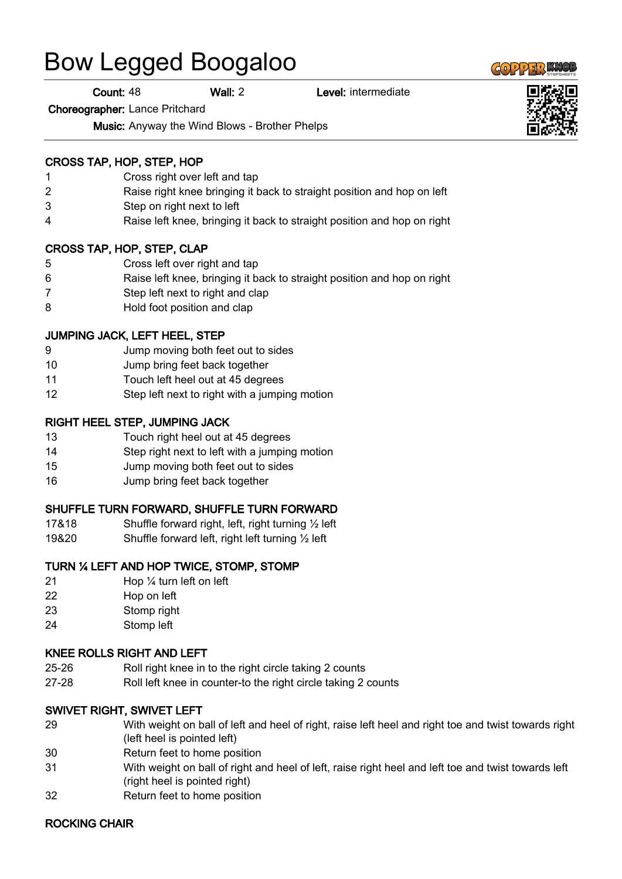# Bow Legged Boogaloo

**Count:** 48 **Wall:** 2 **Level:** intermediate

**Choreographer:** Lance Pritchard

**Music:** Anyway the Wind Blows - Brother Phelps

### CROSS TAP, HOP, STEP, HOP

| | |
|---|---|
| 1 | Cross right over left and tap |
| 2 | Raise right knee bringing it back to straight position and hop on left |
| 3 | Step on right next to left |
| 4 | Raise left knee, bringing it back to straight position and hop on right |

### CROSS TAP, HOP, STEP, CLAP

| | |
|---|---|
| 5 | Cross left over right and tap |
| 6 | Raise left knee, bringing it back to straight position and hop on right |
| 7 | Step left next to right and clap |
| 8 | Hold foot position and clap |

### JUMPING JACK, LEFT HEEL, STEP

| | |
|---|---|
| 9 | Jump moving both feet out to sides |
| 10 | Jump bring feet back together |
| 11 | Touch left heel out at 45 degrees |
| 12 | Step left next to right with a jumping motion |

### RIGHT HEEL STEP, JUMPING JACK

| | |
|---|---|
| 13 | Touch right heel out at 45 degrees |
| 14 | Step right next to left with a jumping motion |
| 15 | Jump moving both feet out to sides |
| 16 | Jump bring feet back together |

### SHUFFLE TURN FORWARD, SHUFFLE TURN FORWARD

| | |
|---|---|
| 17&18 | Shuffle forward right, left, right turning ½ left |
| 19&20 | Shuffle forward left, right left turning ½ left |

### TURN ¼ LEFT AND HOP TWICE, STOMP, STOMP

| | |
|---|---|
| 21 | Hop ¼ turn left on left |
| 22 | Hop on left |
| 23 | Stomp right |
| 24 | Stomp left |

### KNEE ROLLS RIGHT AND LEFT

| | |
|---|---|
| 25-26 | Roll right knee in to the right circle taking 2 counts |
| 27-28 | Roll left knee in counter-to the right circle taking 2 counts |

### SWIVET RIGHT, SWIVET LEFT

| | |
|---|---|
| 29 | With weight on ball of left and heel of right, raise left heel and right toe and twist towards right (left heel is pointed left) |
| 30 | Return feet to home position |
| 31 | With weight on ball of right and heel of left, raise right heel and left toe and twist towards left (right heel is pointed right) |
| 32 | Return feet to home position |

### ROCKING CHAIR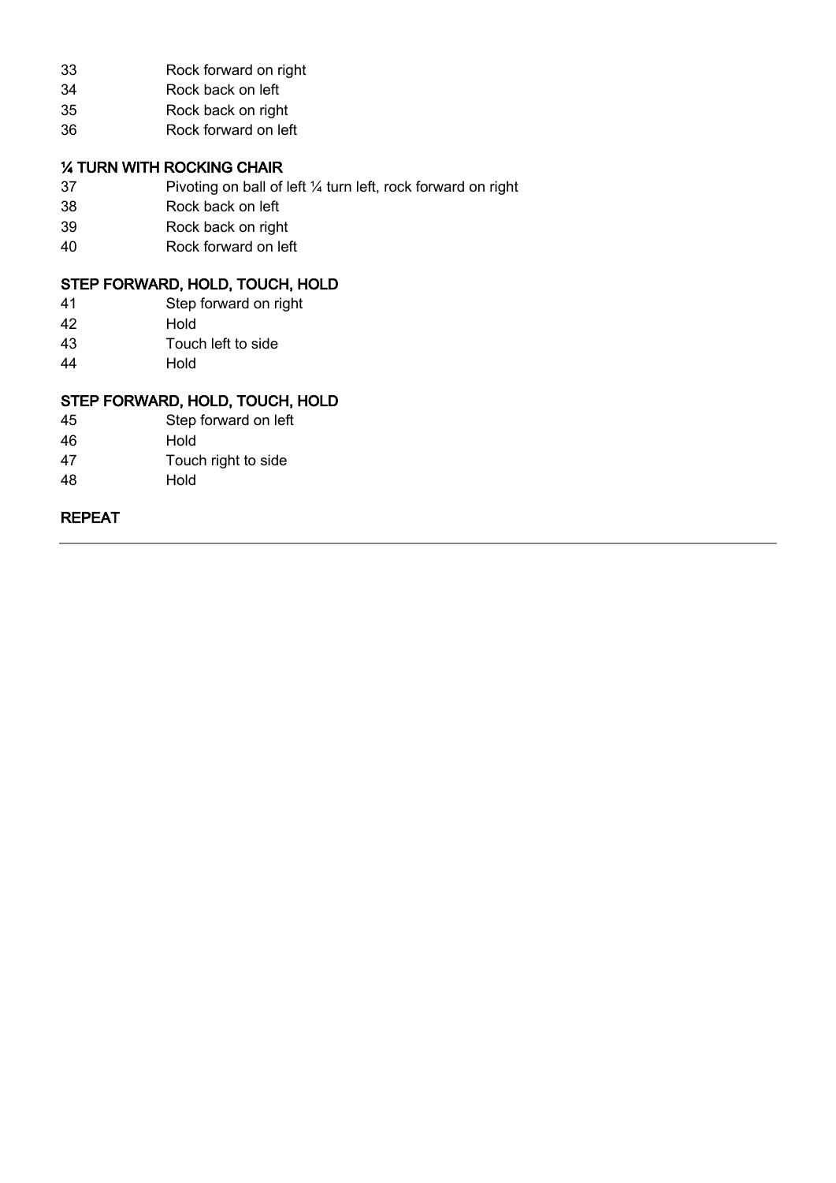33	Rock forward on right
34	Rock back on left
35	Rock back on right
36	Rock forward on left

**¼ TURN WITH ROCKING CHAIR**

37	Pivoting on ball of left ¼ turn left, rock forward on right
38	Rock back on left
39	Rock back on right
40	Rock forward on left

**STEP FORWARD, HOLD, TOUCH, HOLD**

41	Step forward on right
42	Hold
43	Touch left to side
44	Hold

**STEP FORWARD, HOLD, TOUCH, HOLD**

45	Step forward on left
46	Hold
47	Touch right to side
48	Hold

**REPEAT**

---